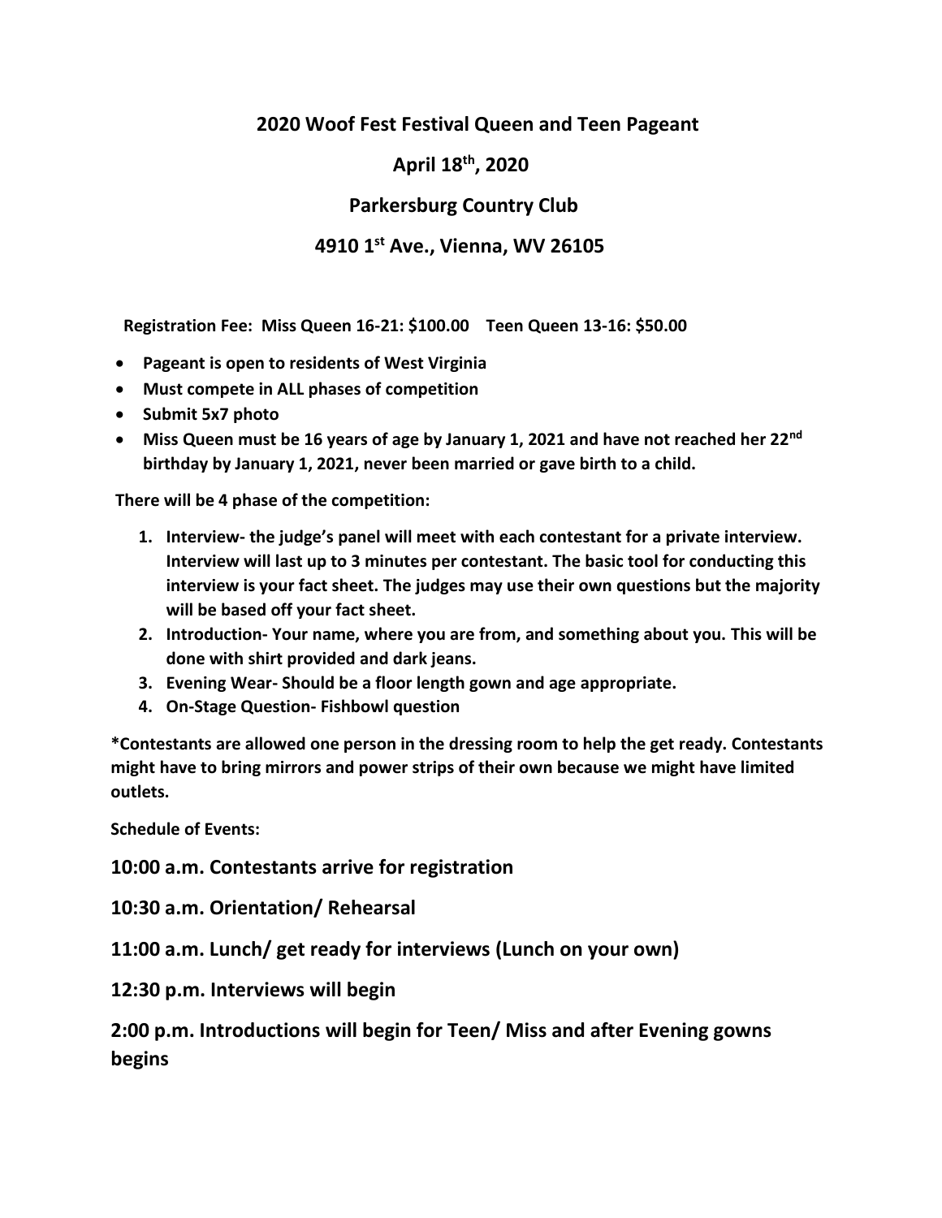# 2020 Woof Fest Festival Queen and Teen Pageant

## April 18th, 2020

## Parkersburg Country Club

## 4910 1st Ave., Vienna, WV 26105

**Registration Fee: Miss Queen 16-21: $100.00 Teen Queen 13-16: $50.00**

- **Pageant is open to residents of West Virginia**
- **Must compete in ALL phases of competition**
- **Submit 5x7 photo**
- **Miss Queen must be 16 years of age by January 1, 2021 and have not reached her 22nd birthday by January 1, 2021, never been married or gave birth to a child.**

**There will be 4 phase of the competition:**

1. **Interview- the judge's panel will meet with each contestant for a private interview. Interview will last up to 3 minutes per contestant. The basic tool for conducting this interview is your fact sheet. The judges may use their own questions but the majority will be based off your fact sheet.**
2. **Introduction- Your name, where you are from, and something about you. This will be done with shirt provided and dark jeans.**
3. **Evening Wear- Should be a floor length gown and age appropriate.**
4. **On-Stage Question- Fishbowl question**

**\*Contestants are allowed one person in the dressing room to help the get ready. Contestants might have to bring mirrors and power strips of their own because we might have limited outlets.**

**Schedule of Events:**

**10:00 a.m. Contestants arrive for registration**

**10:30 a.m. Orientation/ Rehearsal**

**11:00 a.m. Lunch/ get ready for interviews (Lunch on your own)**

**12:30 p.m. Interviews will begin**

**2:00 p.m. Introductions will begin for Teen/ Miss and after Evening gowns begins**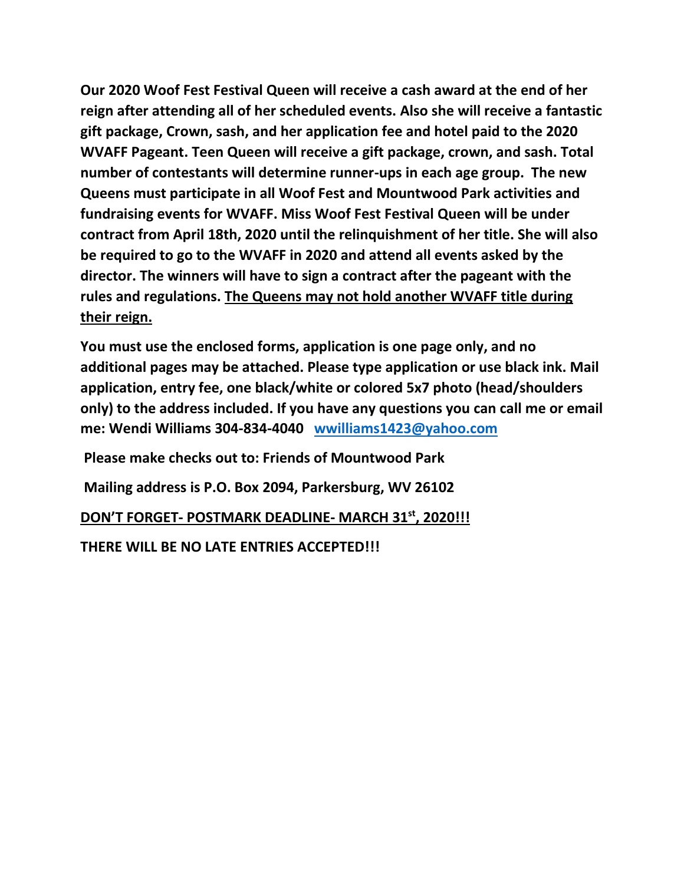**Our 2020 Woof Fest Festival Queen will receive a cash award at the end of her reign after attending all of her scheduled events. Also she will receive a fantastic gift package, Crown, sash, and her application fee and hotel paid to the 2020 WVAFF Pageant. Teen Queen will receive a gift package, crown, and sash. Total number of contestants will determine runner-ups in each age group. The new Queens must participate in all Woof Fest and Mountwood Park activities and fundraising events for WVAFF. Miss Woof Fest Festival Queen will be under contract from April 18th, 2020 until the relinquishment of her title. She will also be required to go to the WVAFF in 2020 and attend all events asked by the director. The winners will have to sign a contract after the pageant with the rules and regulations. <u>The Queens may not hold another WVAFF title during their reign.</u>**

**You must use the enclosed forms, application is one page only, and no additional pages may be attached. Please type application or use black ink. Mail application, entry fee, one black/white or colored 5x7 photo (head/shoulders only) to the address included. If you have any questions you can call me or email me: Wendi Williams 304-834-4040 wwilliams1423@yahoo.com**

**Please make checks out to: Friends of Mountwood Park**

**Mailing address is P.O. Box 2094, Parkersburg, WV 26102**

**<u>DON'T FORGET- POSTMARK DEADLINE- MARCH 31st, 2020!!!</u>**

**THERE WILL BE NO LATE ENTRIES ACCEPTED!!!**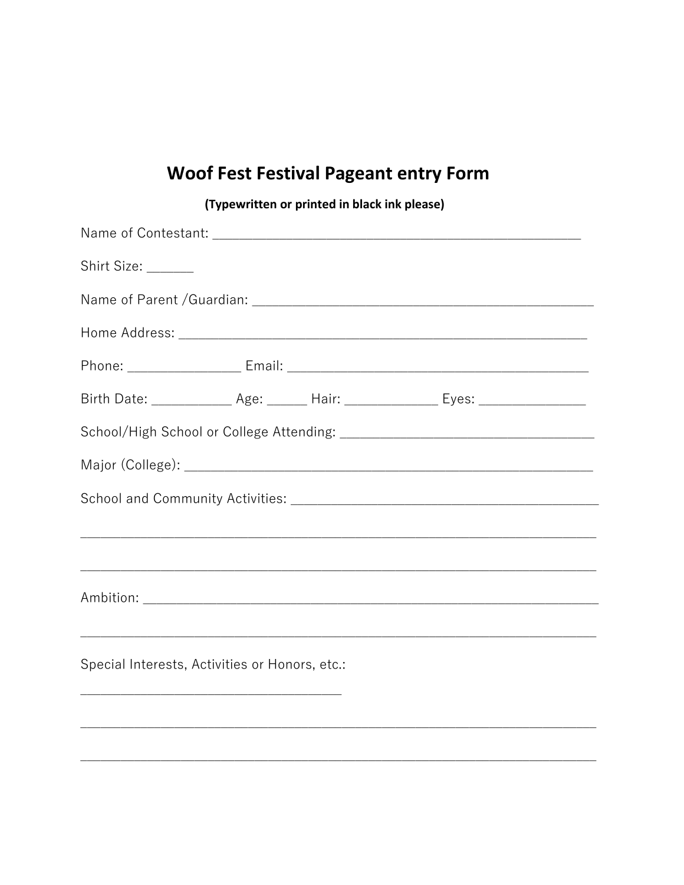# Woof Fest Festival Pageant entry Form

**(Typewritten or printed in black ink please)**

Name of Contestant: ________________________________________________________

Shirt Size: _______

Name of Parent /Guardian: ____________________________________________________

Home Address: _______________________________________________________________

Phone: _________________ Email: ______________________________________________

Birth Date: ____________ Age: ______ Hair: ______________ Eyes: ________________

School/High School or College Attending: _____________________________________

Major (College): _____________________________________________________________

School and Community Activities: _____________________________________________

______________________________________________________________________________

______________________________________________________________________________

Ambition: ____________________________________________________________________

______________________________________________________________________________

Special Interests, Activities or Honors, etc.:

_______________________________________

______________________________________________________________________________

______________________________________________________________________________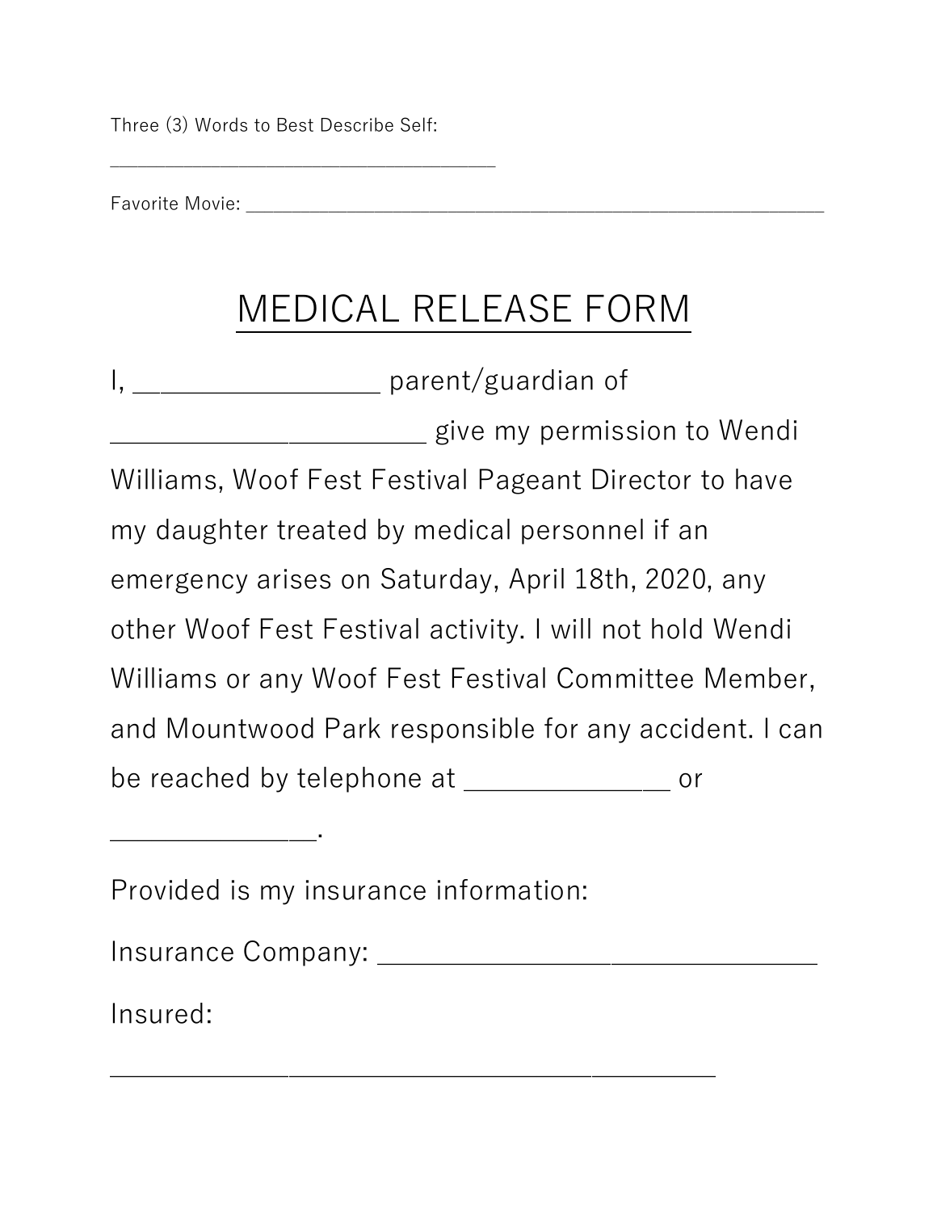Three (3) Words to Best Describe Self:

___________________________________

Favorite Movie: ____________________________________________________

# MEDICAL RELEASE FORM

I, _________________ parent/guardian of ______________________ give my permission to Wendi Williams, Woof Fest Festival Pageant Director to have my daughter treated by medical personnel if an emergency arises on Saturday, April 18th, 2020, any other Woof Fest Festival activity. I will not hold Wendi Williams or any Woof Fest Festival Committee Member, and Mountwood Park responsible for any accident. I can be reached by telephone at ______________ or ______________.

Provided is my insurance information:

Insurance Company: ______________________________

Insured:

__________________________________________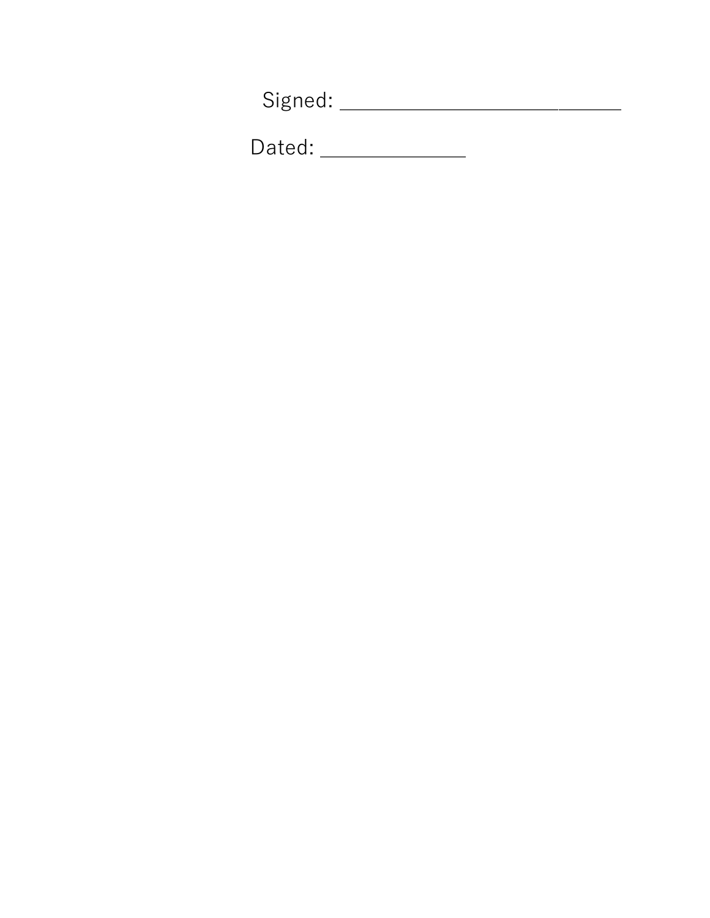Signed: ______________________________

Dated: ______________